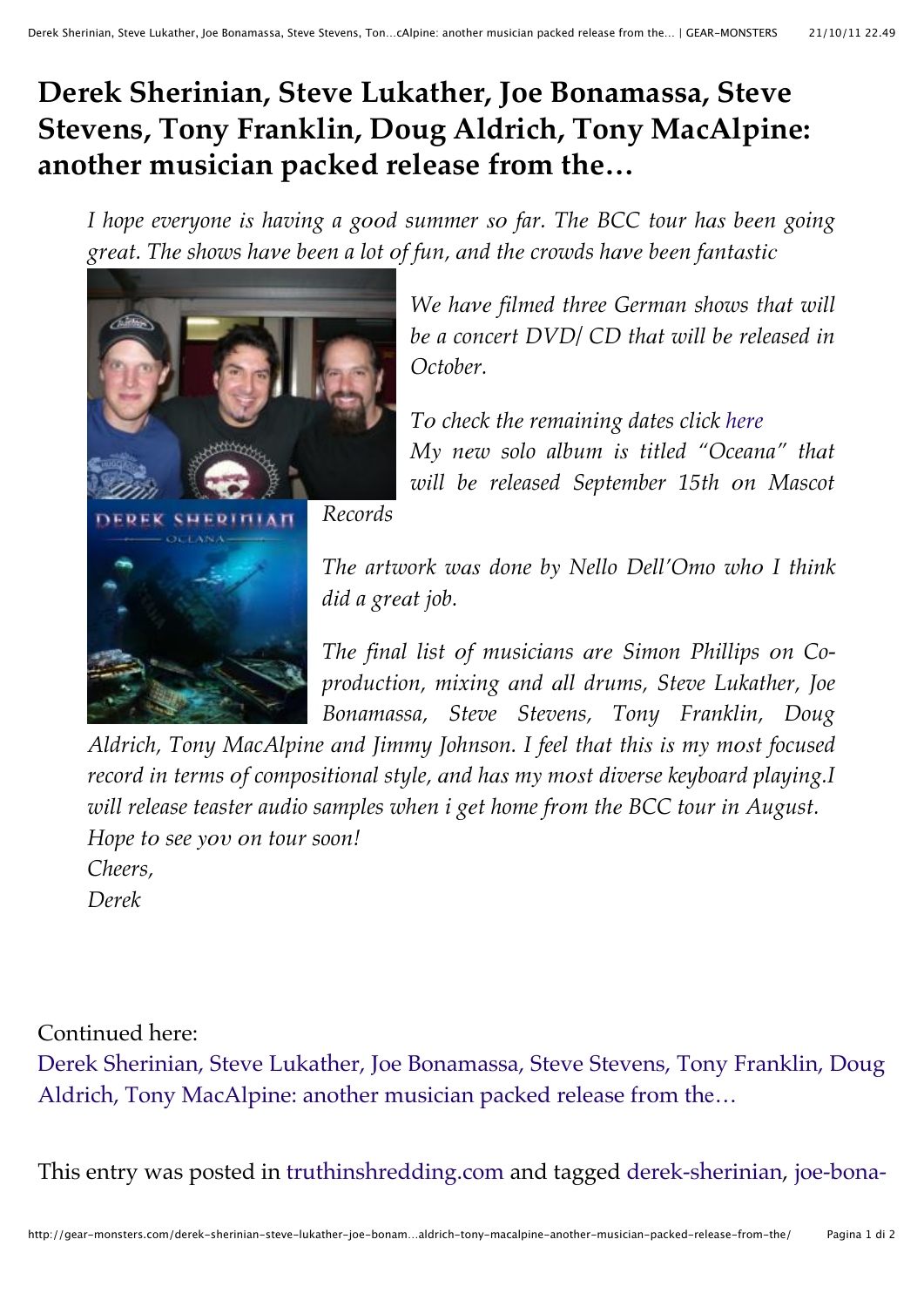# Derek Sherinian, Steve Lukather, Joe Bonamassa, Steve Stevens, Tony Franklin, Doug Aldrich, Tony MacAlpine: another musician packed release from the…

*I hope everyone is having a good summer so far. The BCC tour has been going great. The shows have been a lot of fun, and the crowds have been fantastic*

*We have filmed three German shows that will be a concert DVD/ CD that will be released in October.*

*To check the remaining dates click here*
*My new solo album is titled "Oceana" that will be released September 15th on Mascot Records*

*The artwork was done by Nello Dell'Omo who I think did a great job.*

*The final list of musicians are Simon Phillips on Co-production, mixing and all drums, Steve Lukather, Joe Bonamassa, Steve Stevens, Tony Franklin, Doug Aldrich, Tony MacAlpine and Jimmy Johnson. I feel that this is my most focused record in terms of compositional style, and has my most diverse keyboard playing.I will release teaster audio samples when i get home from the BCC tour in August.*
*Hope to see yov on tour soon!*
*Cheers,*
*Derek*

Continued here:
Derek Sherinian, Steve Lukather, Joe Bonamassa, Steve Stevens, Tony Franklin, Doug Aldrich, Tony MacAlpine: another musician packed release from the…

This entry was posted in truthinshredding.com and tagged derek-sherinian, joe-bona-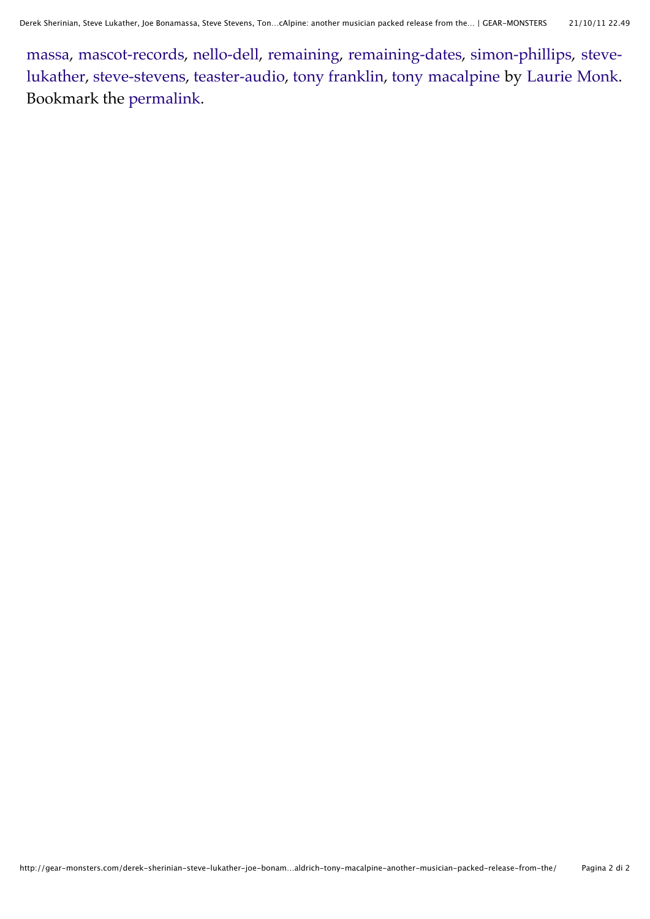massa, mascot-records, nello-dell, remaining, remaining-dates, simon-phillips, steve-lukather, steve-stevens, teaster-audio, tony franklin, tony macalpine by Laurie Monk. Bookmark the permalink.